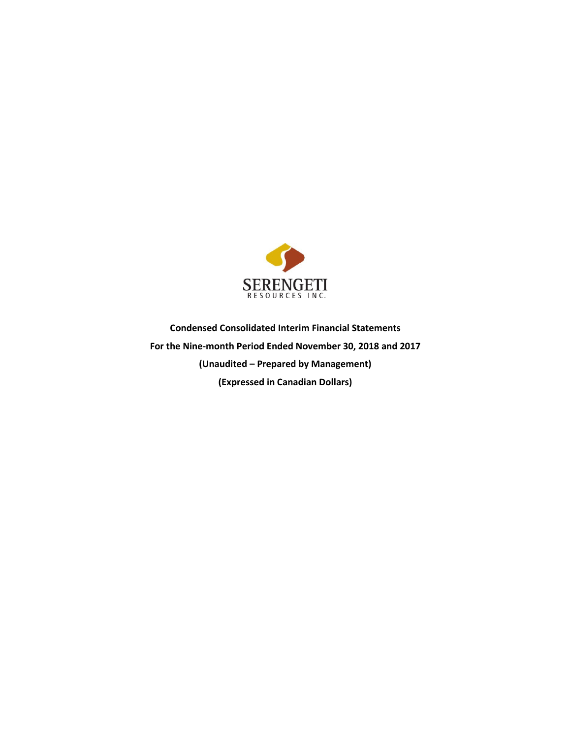SERENGETI

RESOURCES INC.

**Condensed Consolidated Interim Financial Statements**

**For the Nine-month Period Ended November 30, 2018 and 2017**

**(Unaudited – Prepared by Management)**

**(Expressed in Canadian Dollars)**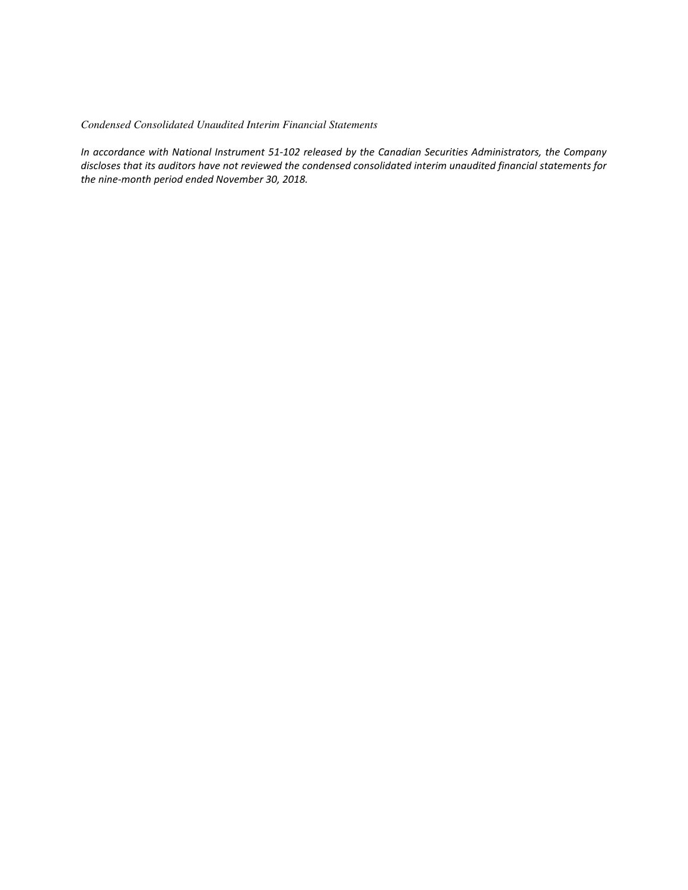*Condensed Consolidated Unaudited Interim Financial Statements*

*In accordance with National Instrument 51-102 released by the Canadian Securities Administrators, the Company discloses that its auditors have not reviewed the condensed consolidated interim unaudited financial statements for the nine-month period ended November 30, 2018.*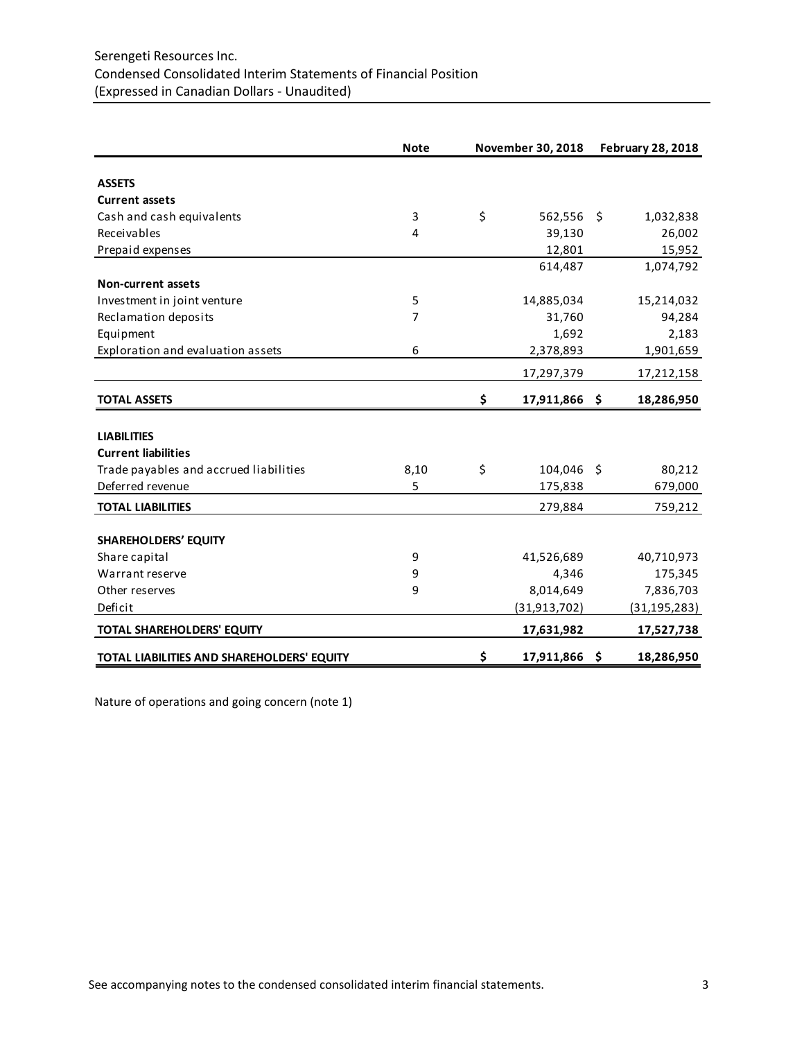Serengeti Resources Inc.
Condensed Consolidated Interim Statements of Financial Position
(Expressed in Canadian Dollars - Unaudited)

| | Note | November 30, 2018 | February 28, 2018 |
|---|---|---|---|
| **ASSETS** | | | |
| **Current assets** | | | |
| Cash and cash equivalents | 3 | $ 562,556 | $ 1,032,838 |
| Receivables | 4 | 39,130 | 26,002 |
| Prepaid expenses | | 12,801 | 15,952 |
| | | 614,487 | 1,074,792 |
| **Non-current assets** | | | |
| Investment in joint venture | 5 | 14,885,034 | 15,214,032 |
| Reclamation deposits | 7 | 31,760 | 94,284 |
| Equipment | | 1,692 | 2,183 |
| Exploration and evaluation assets | 6 | 2,378,893 | 1,901,659 |
| | | 17,297,379 | 17,212,158 |
| **TOTAL ASSETS** | | **$ 17,911,866** | **$ 18,286,950** |
| **LIABILITIES** | | | |
| **Current liabilities** | | | |
| Trade payables and accrued liabilities | 8,10 | $ 104,046 | $ 80,212 |
| Deferred revenue | 5 | 175,838 | 679,000 |
| **TOTAL LIABILITIES** | | 279,884 | 759,212 |
| **SHAREHOLDERS' EQUITY** | | | |
| Share capital | 9 | 41,526,689 | 40,710,973 |
| Warrant reserve | 9 | 4,346 | 175,345 |
| Other reserves | 9 | 8,014,649 | 7,836,703 |
| Deficit | | (31,913,702) | (31,195,283) |
| **TOTAL SHAREHOLDERS' EQUITY** | | **17,631,982** | **17,527,738** |
| **TOTAL LIABILITIES AND SHAREHOLDERS' EQUITY** | | **$ 17,911,866** | **$ 18,286,950** |

Nature of operations and going concern (note 1)

See accompanying notes to the condensed consolidated interim financial statements.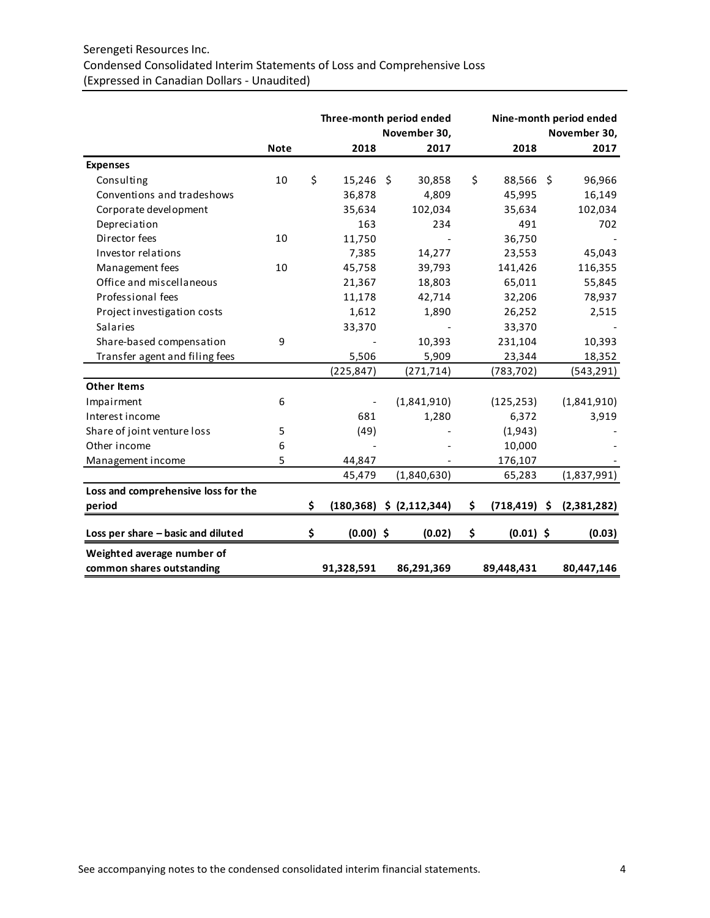Serengeti Resources Inc.
Condensed Consolidated Interim Statements of Loss and Comprehensive Loss
(Expressed in Canadian Dollars - Unaudited)

| | | Three-month period ended November 30, | | Nine-month period ended November 30, | |
|---|---|---|---|---|---|
| | **Note** | **2018** | **2017** | **2018** | **2017** |
| **Expenses** | | | | | |
| Consulting | 10 | $ 15,246 | $ 30,858 | $ 88,566 | $ 96,966 |
| Conventions and tradeshows | | 36,878 | 4,809 | 45,995 | 16,149 |
| Corporate development | | 35,634 | 102,034 | 35,634 | 102,034 |
| Depreciation | | 163 | 234 | 491 | 702 |
| Director fees | 10 | 11,750 | - | 36,750 | - |
| Investor relations | | 7,385 | 14,277 | 23,553 | 45,043 |
| Management fees | 10 | 45,758 | 39,793 | 141,426 | 116,355 |
| Office and miscellaneous | | 21,367 | 18,803 | 65,011 | 55,845 |
| Professional fees | | 11,178 | 42,714 | 32,206 | 78,937 |
| Project investigation costs | | 1,612 | 1,890 | 26,252 | 2,515 |
| Salaries | | 33,370 | - | 33,370 | - |
| Share-based compensation | 9 | - | 10,393 | 231,104 | 10,393 |
| Transfer agent and filing fees | | 5,506 | 5,909 | 23,344 | 18,352 |
| | | (225,847) | (271,714) | (783,702) | (543,291) |
| **Other Items** | | | | | |
| Impairment | 6 | - | (1,841,910) | (125,253) | (1,841,910) |
| Interest income | | 681 | 1,280 | 6,372 | 3,919 |
| Share of joint venture loss | 5 | (49) | - | (1,943) | - |
| Other income | 6 | - | - | 10,000 | - |
| Management income | 5 | 44,847 | - | 176,107 | - |
| | | 45,479 | (1,840,630) | 65,283 | (1,837,991) |
| **Loss and comprehensive loss for the period** | | **$ (180,368)** | **$ (2,112,344)** | **$ (718,419)** | **$ (2,381,282)** |
| **Loss per share – basic and diluted** | | **$ (0.00)** | **$ (0.02)** | **$ (0.01)** | **$ (0.03)** |
| **Weighted average number of common shares outstanding** | | **91,328,591** | **86,291,369** | **89,448,431** | **80,447,146** |

See accompanying notes to the condensed consolidated interim financial statements.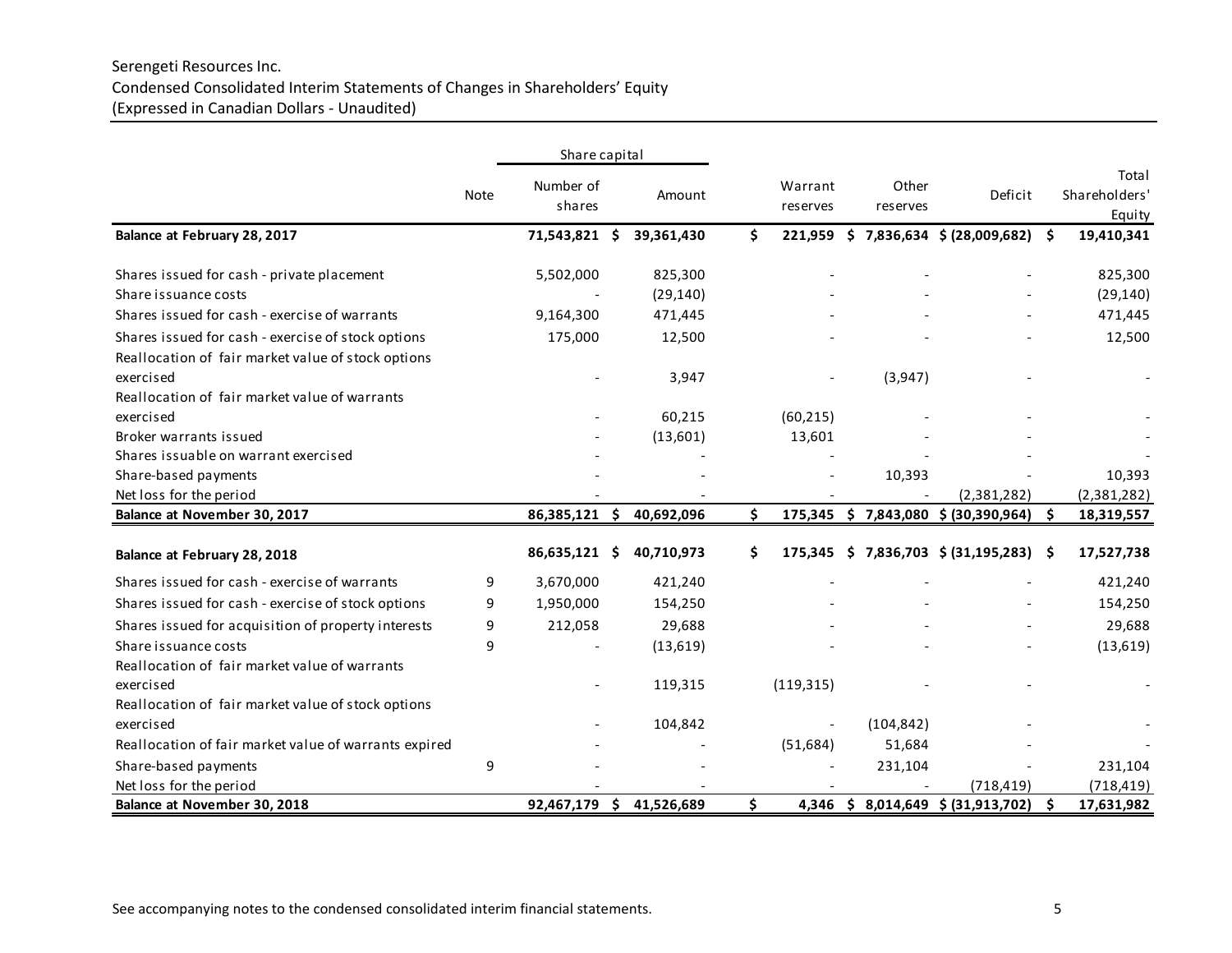Serengeti Resources Inc.
Condensed Consolidated Interim Statements of Changes in Shareholders' Equity
(Expressed in Canadian Dollars - Unaudited)

| | Note | Share capital | | Warrant reserves | Other reserves | Deficit | Total Shareholders' Equity |
|---|---|---|---|---|---|---|---|
| | | Number of shares | Amount | | | | |
| **Balance at February 28, 2017** | | **71,543,821** | **$ 39,361,430** | **$ 221,959** | **$ 7,836,634** | **$ (28,009,682)** | **$ 19,410,341** |
| Shares issued for cash - private placement | | 5,502,000 | 825,300 | - | - | - | 825,300 |
| Share issuance costs | | - | (29,140) | - | - | - | (29,140) |
| Shares issued for cash - exercise of warrants | | 9,164,300 | 471,445 | - | - | - | 471,445 |
| Shares issued for cash - exercise of stock options | | 175,000 | 12,500 | - | - | - | 12,500 |
| Reallocation of fair market value of stock options exercised | | - | 3,947 | - | (3,947) | - | - |
| Reallocation of fair market value of warrants exercised | | - | 60,215 | (60,215) | - | - | - |
| Broker warrants issued | | - | (13,601) | 13,601 | - | - | - |
| Shares issuable on warrant exercised | | - | - | - | - | - | - |
| Share-based payments | | - | - | - | 10,393 | - | 10,393 |
| Net loss for the period | | - | - | - | - | (2,381,282) | (2,381,282) |
| **Balance at November 30, 2017** | | **86,385,121** | **$ 40,692,096** | **$ 175,345** | **$ 7,843,080** | **$ (30,390,964)** | **$ 18,319,557** |
| **Balance at February 28, 2018** | | **86,635,121** | **$ 40,710,973** | **$ 175,345** | **$ 7,836,703** | **$ (31,195,283)** | **$ 17,527,738** |
| Shares issued for cash - exercise of warrants | 9 | 3,670,000 | 421,240 | - | - | - | 421,240 |
| Shares issued for cash - exercise of stock options | 9 | 1,950,000 | 154,250 | - | - | - | 154,250 |
| Shares issued for acquisition of property interests | 9 | 212,058 | 29,688 | - | - | - | 29,688 |
| Share issuance costs | 9 | - | (13,619) | - | - | - | (13,619) |
| Reallocation of fair market value of warrants exercised | | - | 119,315 | (119,315) | - | - | - |
| Reallocation of fair market value of stock options exercised | | - | 104,842 | - | (104,842) | - | - |
| Reallocation of fair market value of warrants expired | | - | - | (51,684) | 51,684 | - | - |
| Share-based payments | 9 | - | - | - | 231,104 | - | 231,104 |
| Net loss for the period | | - | - | - | - | (718,419) | (718,419) |
| **Balance at November 30, 2018** | | **92,467,179** | **$ 41,526,689** | **$ 4,346** | **$ 8,014,649** | **$ (31,913,702)** | **$ 17,631,982** |

See accompanying notes to the condensed consolidated interim financial statements.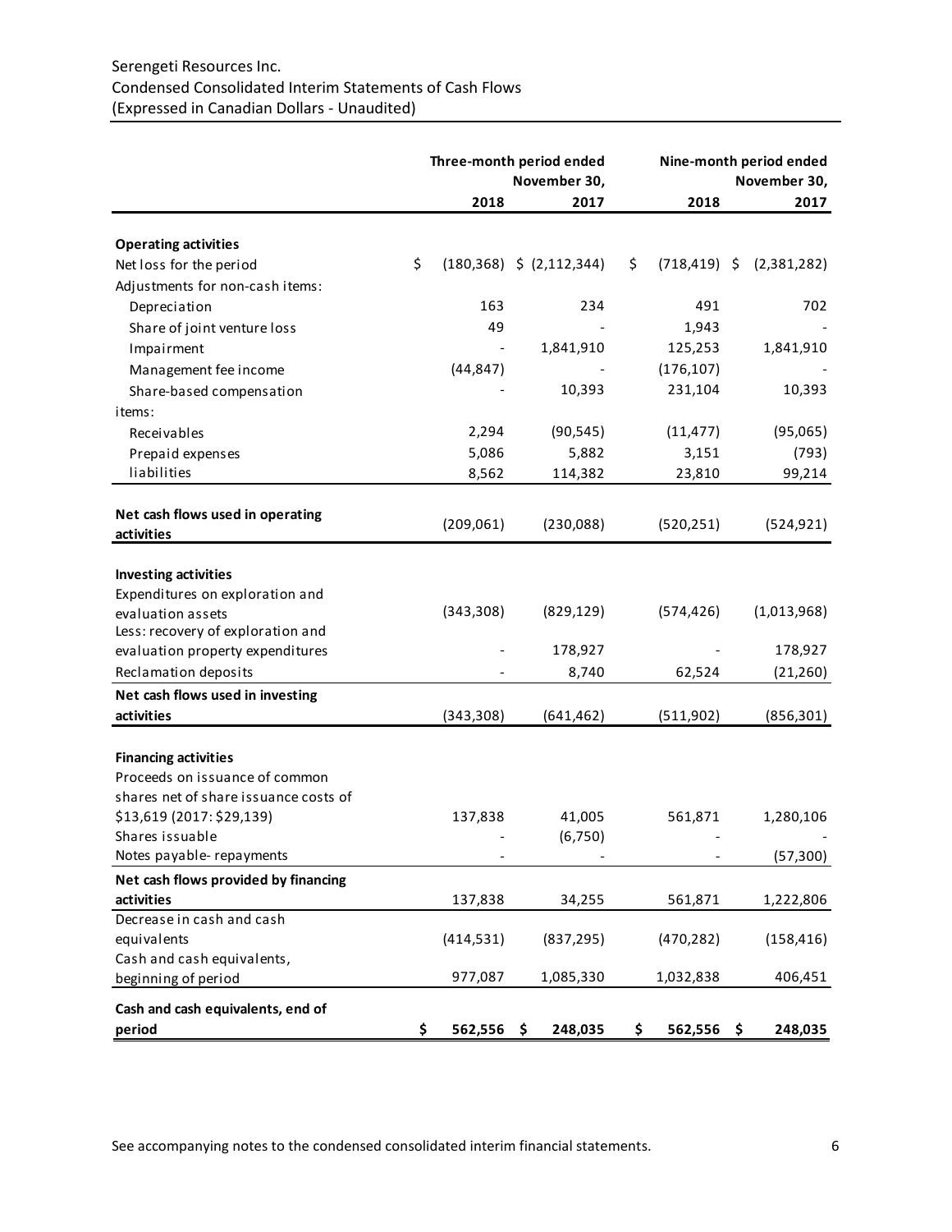Serengeti Resources Inc.
Condensed Consolidated Interim Statements of Cash Flows
(Expressed in Canadian Dollars - Unaudited)

| | Three-month period ended November 30, | | Nine-month period ended November 30, | |
|---|---|---|---|---|
| | 2018 | 2017 | 2018 | 2017 |
| **Operating activities** | | | | |
| Net loss for the period | $ (180,368) | $ (2,112,344) | $ (718,419) | $ (2,381,282) |
| Adjustments for non-cash items: | | | | |
| Depreciation | 163 | 234 | 491 | 702 |
| Share of joint venture loss | 49 | - | 1,943 | - |
| Impairment | - | 1,841,910 | 125,253 | 1,841,910 |
| Management fee income | (44,847) | - | (176,107) | - |
| Share-based compensation | - | 10,393 | 231,104 | 10,393 |
| items: | | | | |
| Receivables | 2,294 | (90,545) | (11,477) | (95,065) |
| Prepaid expenses | 5,086 | 5,882 | 3,151 | (793) |
| liabilities | 8,562 | 114,382 | 23,810 | 99,214 |
| **Net cash flows used in operating activities** | (209,061) | (230,088) | (520,251) | (524,921) |
| **Investing activities** | | | | |
| Expenditures on exploration and evaluation assets | (343,308) | (829,129) | (574,426) | (1,013,968) |
| Less: recovery of exploration and evaluation property expenditures | - | 178,927 | - | 178,927 |
| Reclamation deposits | - | 8,740 | 62,524 | (21,260) |
| **Net cash flows used in investing activities** | (343,308) | (641,462) | (511,902) | (856,301) |
| **Financing activities** | | | | |
| Proceeds on issuance of common shares net of share issuance costs of $13,619 (2017: $29,139) | 137,838 | 41,005 | 561,871 | 1,280,106 |
| Shares issuable | - | (6,750) | - | - |
| Notes payable- repayments | - | - | - | (57,300) |
| **Net cash flows provided by financing activities** | 137,838 | 34,255 | 561,871 | 1,222,806 |
| Decrease in cash and cash equivalents | (414,531) | (837,295) | (470,282) | (158,416) |
| Cash and cash equivalents, beginning of period | 977,087 | 1,085,330 | 1,032,838 | 406,451 |
| **Cash and cash equivalents, end of period** | **$ 562,556** | **$ 248,035** | **$ 562,556** | **$ 248,035** |

See accompanying notes to the condensed consolidated interim financial statements.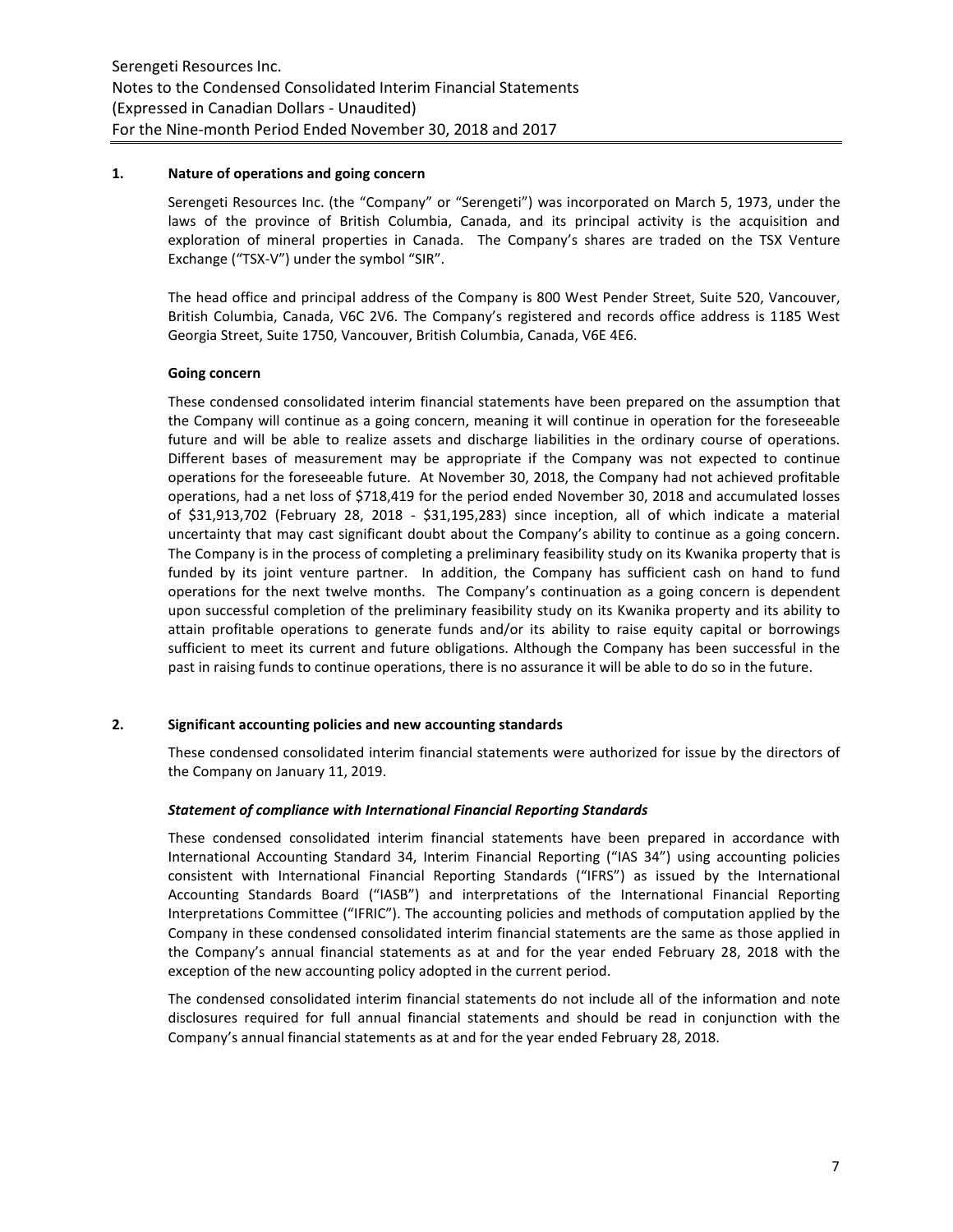## 1. Nature of operations and going concern

Serengeti Resources Inc. (the "Company" or "Serengeti") was incorporated on March 5, 1973, under the laws of the province of British Columbia, Canada, and its principal activity is the acquisition and exploration of mineral properties in Canada. The Company's shares are traded on the TSX Venture Exchange ("TSX-V") under the symbol "SIR".

The head office and principal address of the Company is 800 West Pender Street, Suite 520, Vancouver, British Columbia, Canada, V6C 2V6. The Company's registered and records office address is 1185 West Georgia Street, Suite 1750, Vancouver, British Columbia, Canada, V6E 4E6.

### Going concern

These condensed consolidated interim financial statements have been prepared on the assumption that the Company will continue as a going concern, meaning it will continue in operation for the foreseeable future and will be able to realize assets and discharge liabilities in the ordinary course of operations. Different bases of measurement may be appropriate if the Company was not expected to continue operations for the foreseeable future. At November 30, 2018, the Company had not achieved profitable operations, had a net loss of $718,419 for the period ended November 30, 2018 and accumulated losses of $31,913,702 (February 28, 2018 - $31,195,283) since inception, all of which indicate a material uncertainty that may cast significant doubt about the Company's ability to continue as a going concern. The Company is in the process of completing a preliminary feasibility study on its Kwanika property that is funded by its joint venture partner. In addition, the Company has sufficient cash on hand to fund operations for the next twelve months. The Company's continuation as a going concern is dependent upon successful completion of the preliminary feasibility study on its Kwanika property and its ability to attain profitable operations to generate funds and/or its ability to raise equity capital or borrowings sufficient to meet its current and future obligations. Although the Company has been successful in the past in raising funds to continue operations, there is no assurance it will be able to do so in the future.

## 2. Significant accounting policies and new accounting standards

These condensed consolidated interim financial statements were authorized for issue by the directors of the Company on January 11, 2019.

### *Statement of compliance with International Financial Reporting Standards*

These condensed consolidated interim financial statements have been prepared in accordance with International Accounting Standard 34, Interim Financial Reporting ("IAS 34") using accounting policies consistent with International Financial Reporting Standards ("IFRS") as issued by the International Accounting Standards Board ("IASB") and interpretations of the International Financial Reporting Interpretations Committee ("IFRIC"). The accounting policies and methods of computation applied by the Company in these condensed consolidated interim financial statements are the same as those applied in the Company's annual financial statements as at and for the year ended February 28, 2018 with the exception of the new accounting policy adopted in the current period.

The condensed consolidated interim financial statements do not include all of the information and note disclosures required for full annual financial statements and should be read in conjunction with the Company's annual financial statements as at and for the year ended February 28, 2018.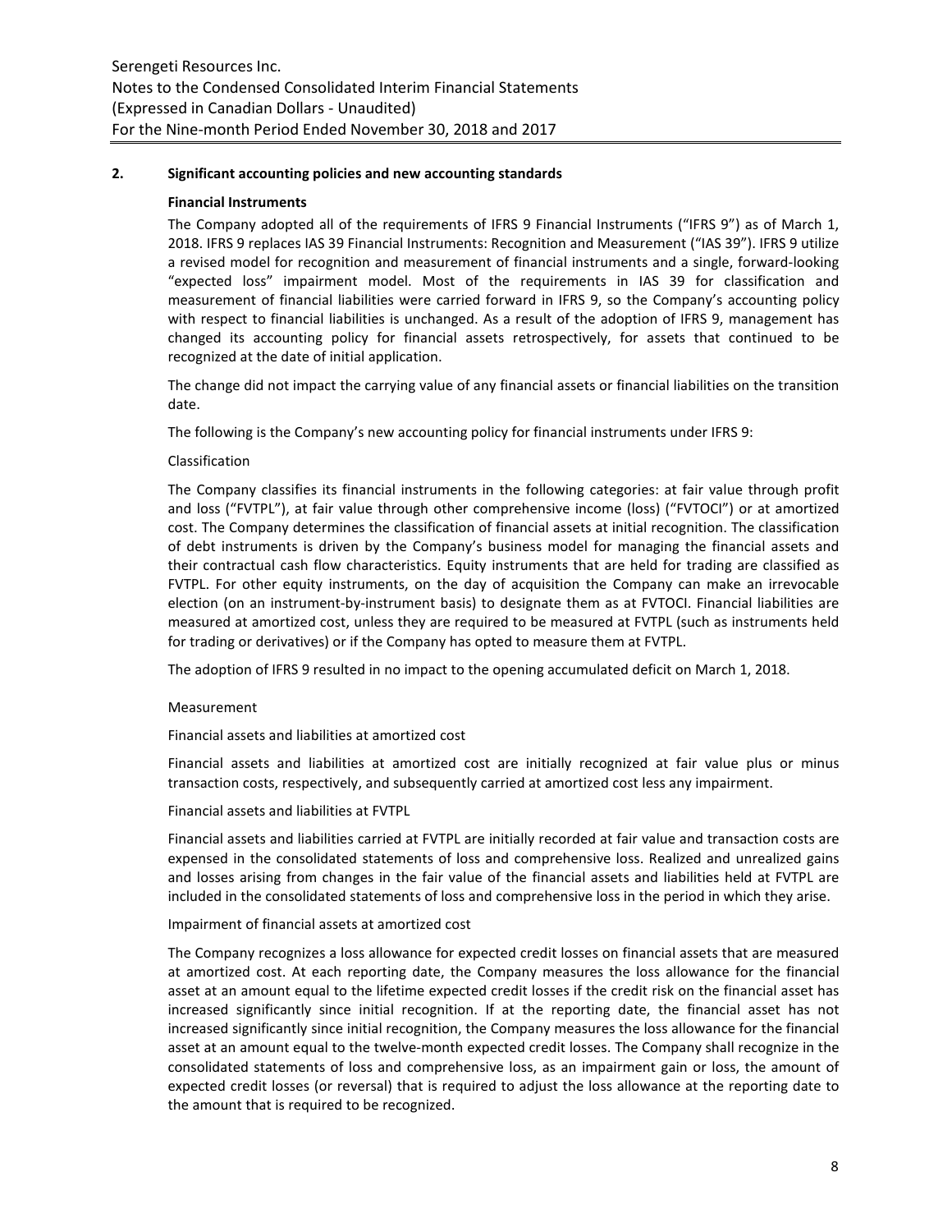## 2. Significant accounting policies and new accounting standards

### Financial Instruments

The Company adopted all of the requirements of IFRS 9 Financial Instruments ("IFRS 9") as of March 1, 2018. IFRS 9 replaces IAS 39 Financial Instruments: Recognition and Measurement ("IAS 39"). IFRS 9 utilize a revised model for recognition and measurement of financial instruments and a single, forward-looking "expected loss" impairment model. Most of the requirements in IAS 39 for classification and measurement of financial liabilities were carried forward in IFRS 9, so the Company's accounting policy with respect to financial liabilities is unchanged. As a result of the adoption of IFRS 9, management has changed its accounting policy for financial assets retrospectively, for assets that continued to be recognized at the date of initial application.

The change did not impact the carrying value of any financial assets or financial liabilities on the transition date.

The following is the Company's new accounting policy for financial instruments under IFRS 9:

Classification

The Company classifies its financial instruments in the following categories: at fair value through profit and loss ("FVTPL"), at fair value through other comprehensive income (loss) ("FVTOCI") or at amortized cost. The Company determines the classification of financial assets at initial recognition. The classification of debt instruments is driven by the Company's business model for managing the financial assets and their contractual cash flow characteristics. Equity instruments that are held for trading are classified as FVTPL. For other equity instruments, on the day of acquisition the Company can make an irrevocable election (on an instrument-by-instrument basis) to designate them as at FVTOCI. Financial liabilities are measured at amortized cost, unless they are required to be measured at FVTPL (such as instruments held for trading or derivatives) or if the Company has opted to measure them at FVTPL.

The adoption of IFRS 9 resulted in no impact to the opening accumulated deficit on March 1, 2018.

Measurement

Financial assets and liabilities at amortized cost

Financial assets and liabilities at amortized cost are initially recognized at fair value plus or minus transaction costs, respectively, and subsequently carried at amortized cost less any impairment.

Financial assets and liabilities at FVTPL

Financial assets and liabilities carried at FVTPL are initially recorded at fair value and transaction costs are expensed in the consolidated statements of loss and comprehensive loss. Realized and unrealized gains and losses arising from changes in the fair value of the financial assets and liabilities held at FVTPL are included in the consolidated statements of loss and comprehensive loss in the period in which they arise.

Impairment of financial assets at amortized cost

The Company recognizes a loss allowance for expected credit losses on financial assets that are measured at amortized cost. At each reporting date, the Company measures the loss allowance for the financial asset at an amount equal to the lifetime expected credit losses if the credit risk on the financial asset has increased significantly since initial recognition. If at the reporting date, the financial asset has not increased significantly since initial recognition, the Company measures the loss allowance for the financial asset at an amount equal to the twelve-month expected credit losses. The Company shall recognize in the consolidated statements of loss and comprehensive loss, as an impairment gain or loss, the amount of expected credit losses (or reversal) that is required to adjust the loss allowance at the reporting date to the amount that is required to be recognized.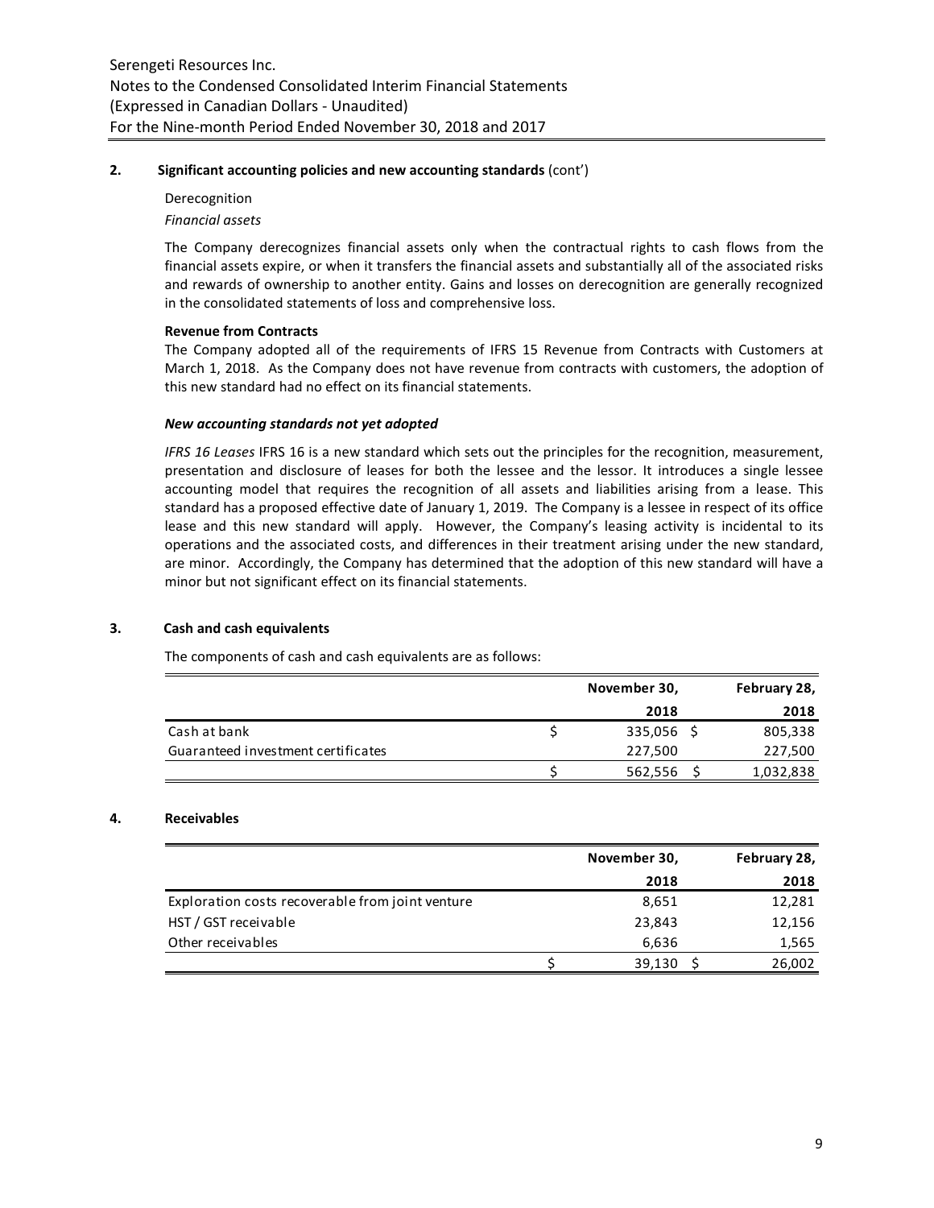## 2. Significant accounting policies and new accounting standards (cont')

Derecognition

*Financial assets*

The Company derecognizes financial assets only when the contractual rights to cash flows from the financial assets expire, or when it transfers the financial assets and substantially all of the associated risks and rewards of ownership to another entity. Gains and losses on derecognition are generally recognized in the consolidated statements of loss and comprehensive loss.

**Revenue from Contracts**

The Company adopted all of the requirements of IFRS 15 Revenue from Contracts with Customers at March 1, 2018. As the Company does not have revenue from contracts with customers, the adoption of this new standard had no effect on its financial statements.

***New accounting standards not yet adopted***

*IFRS 16 Leases* IFRS 16 is a new standard which sets out the principles for the recognition, measurement, presentation and disclosure of leases for both the lessee and the lessor. It introduces a single lessee accounting model that requires the recognition of all assets and liabilities arising from a lease. This standard has a proposed effective date of January 1, 2019. The Company is a lessee in respect of its office lease and this new standard will apply. However, the Company's leasing activity is incidental to its operations and the associated costs, and differences in their treatment arising under the new standard, are minor. Accordingly, the Company has determined that the adoption of this new standard will have a minor but not significant effect on its financial statements.

## 3. Cash and cash equivalents

The components of cash and cash equivalents are as follows:

| | November 30, 2018 | February 28, 2018 |
|---|---|---|
| Cash at bank | $ 335,056 | $ 805,338 |
| Guaranteed investment certificates | 227,500 | 227,500 |
| | $ 562,556 | $ 1,032,838 |

## 4. Receivables

| | November 30, 2018 | February 28, 2018 |
|---|---|---|
| Exploration costs recoverable from joint venture | 8,651 | 12,281 |
| HST / GST receivable | 23,843 | 12,156 |
| Other receivables | 6,636 | 1,565 |
| | $ 39,130 | $ 26,002 |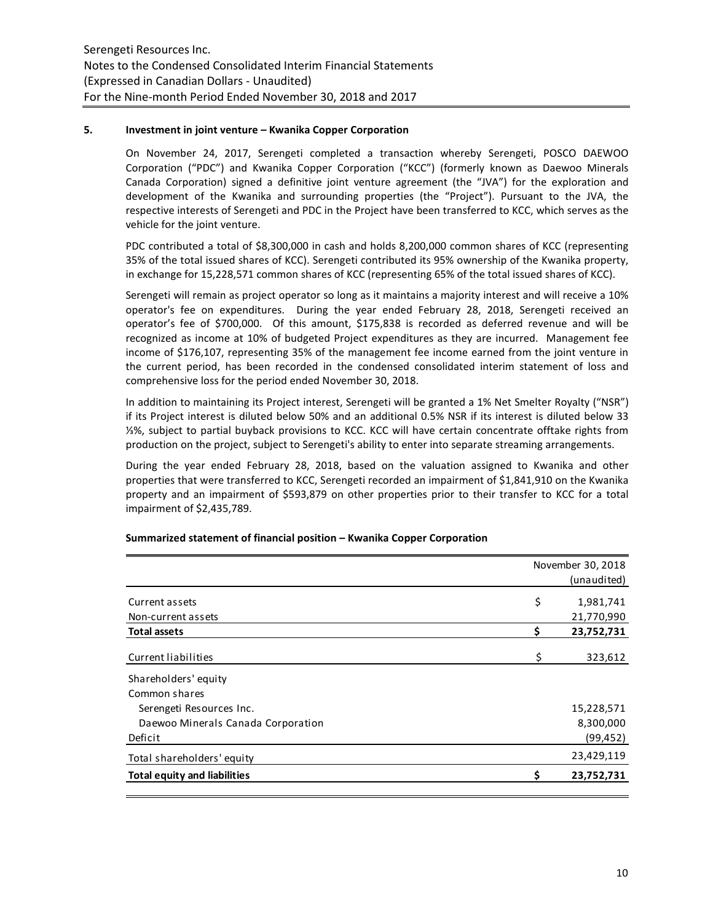## 5. Investment in joint venture – Kwanika Copper Corporation

On November 24, 2017, Serengeti completed a transaction whereby Serengeti, POSCO DAEWOO Corporation ("PDC") and Kwanika Copper Corporation ("KCC") (formerly known as Daewoo Minerals Canada Corporation) signed a definitive joint venture agreement (the "JVA") for the exploration and development of the Kwanika and surrounding properties (the "Project"). Pursuant to the JVA, the respective interests of Serengeti and PDC in the Project have been transferred to KCC, which serves as the vehicle for the joint venture.

PDC contributed a total of $8,300,000 in cash and holds 8,200,000 common shares of KCC (representing 35% of the total issued shares of KCC). Serengeti contributed its 95% ownership of the Kwanika property, in exchange for 15,228,571 common shares of KCC (representing 65% of the total issued shares of KCC).

Serengeti will remain as project operator so long as it maintains a majority interest and will receive a 10% operator's fee on expenditures. During the year ended February 28, 2018, Serengeti received an operator's fee of $700,000. Of this amount, $175,838 is recorded as deferred revenue and will be recognized as income at 10% of budgeted Project expenditures as they are incurred. Management fee income of $176,107, representing 35% of the management fee income earned from the joint venture in the current period, has been recorded in the condensed consolidated interim statement of loss and comprehensive loss for the period ended November 30, 2018.

In addition to maintaining its Project interest, Serengeti will be granted a 1% Net Smelter Royalty ("NSR") if its Project interest is diluted below 50% and an additional 0.5% NSR if its interest is diluted below 33 ⅓%, subject to partial buyback provisions to KCC. KCC will have certain concentrate offtake rights from production on the project, subject to Serengeti's ability to enter into separate streaming arrangements.

During the year ended February 28, 2018, based on the valuation assigned to Kwanika and other properties that were transferred to KCC, Serengeti recorded an impairment of $1,841,910 on the Kwanika property and an impairment of $593,879 on other properties prior to their transfer to KCC for a total impairment of $2,435,789.

**Summarized statement of financial position – Kwanika Copper Corporation**

| | November 30, 2018 (unaudited) |
|---|---|
| Current assets | $ 1,981,741 |
| Non-current assets | 21,770,990 |
| **Total assets** | **$ 23,752,731** |
| Current liabilities | $ 323,612 |
| Shareholders' equity | |
| Common shares | |
| Serengeti Resources Inc. | 15,228,571 |
| Daewoo Minerals Canada Corporation | 8,300,000 |
| Deficit | (99,452) |
| Total shareholders' equity | 23,429,119 |
| **Total equity and liabilities** | **$ 23,752,731** |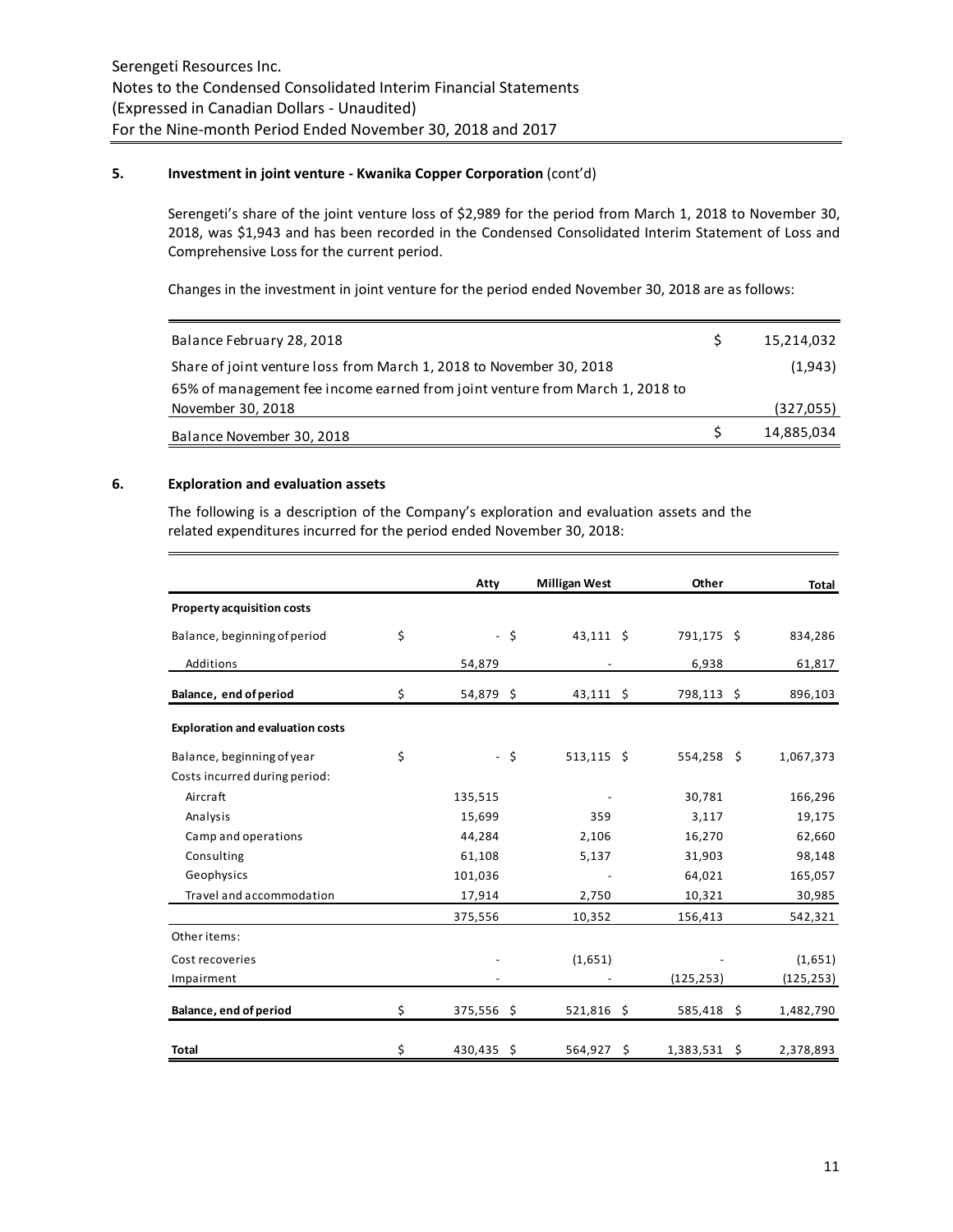## 5. Investment in joint venture - Kwanika Copper Corporation (cont'd)

Serengeti's share of the joint venture loss of $2,989 for the period from March 1, 2018 to November 30, 2018, was $1,943 and has been recorded in the Condensed Consolidated Interim Statement of Loss and Comprehensive Loss for the current period.

Changes in the investment in joint venture for the period ended November 30, 2018 are as follows:

| | |
|---|---|
| Balance February 28, 2018 | $ 15,214,032 |
| Share of joint venture loss from March 1, 2018 to November 30, 2018 | (1,943) |
| 65% of management fee income earned from joint venture from March 1, 2018 to November 30, 2018 | (327,055) |
| Balance November 30, 2018 | $ 14,885,034 |

## 6. Exploration and evaluation assets

The following is a description of the Company's exploration and evaluation assets and the related expenditures incurred for the period ended November 30, 2018:

| | Atty | Milligan West | Other | Total |
|---|---|---|---|---|
| **Property acquisition costs** | | | | |
| Balance, beginning of period | $ - | $ 43,111 | $ 791,175 | $ 834,286 |
| Additions | 54,879 | - | 6,938 | 61,817 |
| **Balance, end of period** | $ 54,879 | $ 43,111 | $ 798,113 | $ 896,103 |
| **Exploration and evaluation costs** | | | | |
| Balance, beginning of year | $ - | $ 513,115 | $ 554,258 | $ 1,067,373 |
| Costs incurred during period: | | | | |
| Aircraft | 135,515 | - | 30,781 | 166,296 |
| Analysis | 15,699 | 359 | 3,117 | 19,175 |
| Camp and operations | 44,284 | 2,106 | 16,270 | 62,660 |
| Consulting | 61,108 | 5,137 | 31,903 | 98,148 |
| Geophysics | 101,036 | - | 64,021 | 165,057 |
| Travel and accommodation | 17,914 | 2,750 | 10,321 | 30,985 |
| | 375,556 | 10,352 | 156,413 | 542,321 |
| Other items: | | | | |
| Cost recoveries | - | (1,651) | - | (1,651) |
| Impairment | - | - | (125,253) | (125,253) |
| **Balance, end of period** | $ 375,556 | $ 521,816 | $ 585,418 | $ 1,482,790 |
| **Total** | $ 430,435 | $ 564,927 | $ 1,383,531 | $ 2,378,893 |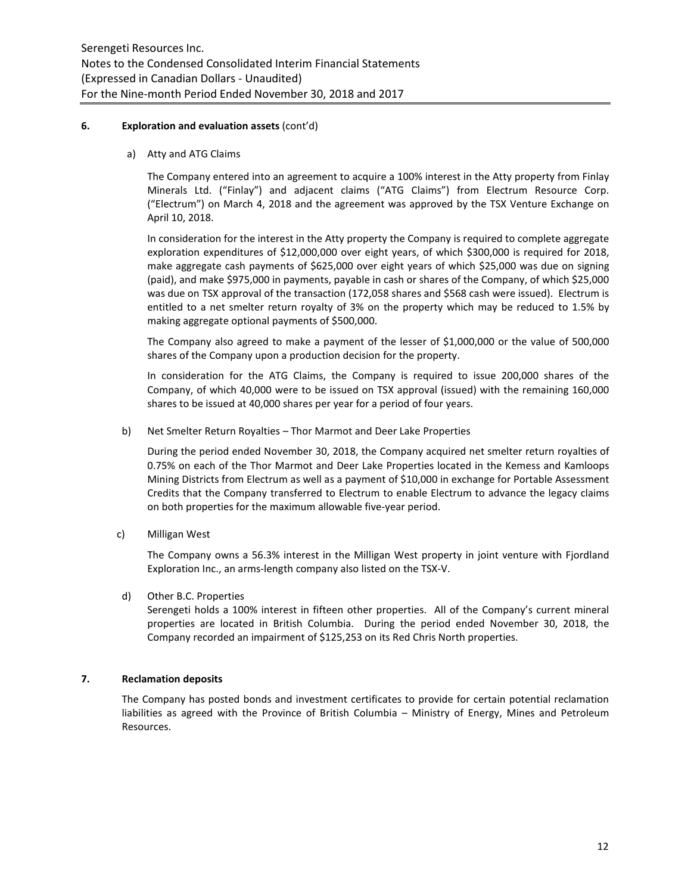## 6. Exploration and evaluation assets (cont'd)

### a) Atty and ATG Claims

The Company entered into an agreement to acquire a 100% interest in the Atty property from Finlay Minerals Ltd. ("Finlay") and adjacent claims ("ATG Claims") from Electrum Resource Corp. ("Electrum") on March 4, 2018 and the agreement was approved by the TSX Venture Exchange on April 10, 2018.

In consideration for the interest in the Atty property the Company is required to complete aggregate exploration expenditures of $12,000,000 over eight years, of which $300,000 is required for 2018, make aggregate cash payments of $625,000 over eight years of which $25,000 was due on signing (paid), and make $975,000 in payments, payable in cash or shares of the Company, of which $25,000 was due on TSX approval of the transaction (172,058 shares and $568 cash were issued). Electrum is entitled to a net smelter return royalty of 3% on the property which may be reduced to 1.5% by making aggregate optional payments of $500,000.

The Company also agreed to make a payment of the lesser of $1,000,000 or the value of 500,000 shares of the Company upon a production decision for the property.

In consideration for the ATG Claims, the Company is required to issue 200,000 shares of the Company, of which 40,000 were to be issued on TSX approval (issued) with the remaining 160,000 shares to be issued at 40,000 shares per year for a period of four years.

### b) Net Smelter Return Royalties – Thor Marmot and Deer Lake Properties

During the period ended November 30, 2018, the Company acquired net smelter return royalties of 0.75% on each of the Thor Marmot and Deer Lake Properties located in the Kemess and Kamloops Mining Districts from Electrum as well as a payment of $10,000 in exchange for Portable Assessment Credits that the Company transferred to Electrum to enable Electrum to advance the legacy claims on both properties for the maximum allowable five-year period.

### c) Milligan West

The Company owns a 56.3% interest in the Milligan West property in joint venture with Fjordland Exploration Inc., an arms-length company also listed on the TSX-V.

### d) Other B.C. Properties

Serengeti holds a 100% interest in fifteen other properties. All of the Company's current mineral properties are located in British Columbia. During the period ended November 30, 2018, the Company recorded an impairment of $125,253 on its Red Chris North properties.

## 7. Reclamation deposits

The Company has posted bonds and investment certificates to provide for certain potential reclamation liabilities as agreed with the Province of British Columbia – Ministry of Energy, Mines and Petroleum Resources.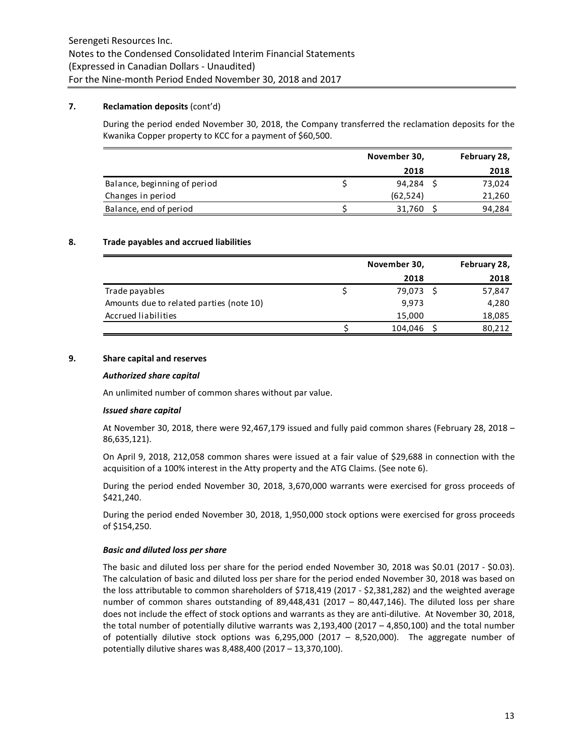## 7. Reclamation deposits (cont'd)

During the period ended November 30, 2018, the Company transferred the reclamation deposits for the Kwanika Copper property to KCC for a payment of $60,500.

| | November 30, 2018 | February 28, 2018 |
|---|---|---|
| Balance, beginning of period | $ 94,284 | $ 73,024 |
| Changes in period | (62,524) | 21,260 |
| Balance, end of period | $ 31,760 | $ 94,284 |

## 8. Trade payables and accrued liabilities

| | November 30, 2018 | February 28, 2018 |
|---|---|---|
| Trade payables | $ 79,073 | $ 57,847 |
| Amounts due to related parties (note 10) | 9,973 | 4,280 |
| Accrued liabilities | 15,000 | 18,085 |
| | $ 104,046 | $ 80,212 |

## 9. Share capital and reserves

***Authorized share capital***

An unlimited number of common shares without par value.

***Issued share capital***

At November 30, 2018, there were 92,467,179 issued and fully paid common shares (February 28, 2018 – 86,635,121).

On April 9, 2018, 212,058 common shares were issued at a fair value of $29,688 in connection with the acquisition of a 100% interest in the Atty property and the ATG Claims. (See note 6).

During the period ended November 30, 2018, 3,670,000 warrants were exercised for gross proceeds of $421,240.

During the period ended November 30, 2018, 1,950,000 stock options were exercised for gross proceeds of $154,250.

***Basic and diluted loss per share***

The basic and diluted loss per share for the period ended November 30, 2018 was $0.01 (2017 - $0.03). The calculation of basic and diluted loss per share for the period ended November 30, 2018 was based on the loss attributable to common shareholders of $718,419 (2017 - $2,381,282) and the weighted average number of common shares outstanding of 89,448,431 (2017 – 80,447,146). The diluted loss per share does not include the effect of stock options and warrants as they are anti-dilutive. At November 30, 2018, the total number of potentially dilutive warrants was 2,193,400 (2017 – 4,850,100) and the total number of potentially dilutive stock options was 6,295,000 (2017 – 8,520,000). The aggregate number of potentially dilutive shares was 8,488,400 (2017 – 13,370,100).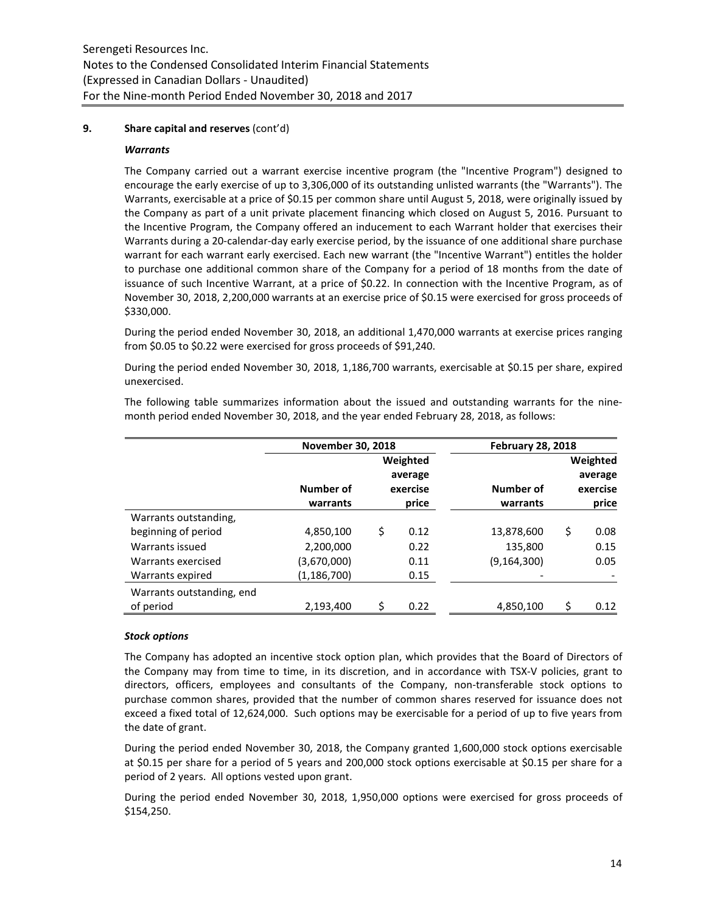**9. Share capital and reserves** (cont'd)

***Warrants***

The Company carried out a warrant exercise incentive program (the "Incentive Program") designed to encourage the early exercise of up to 3,306,000 of its outstanding unlisted warrants (the "Warrants"). The Warrants, exercisable at a price of $0.15 per common share until August 5, 2018, were originally issued by the Company as part of a unit private placement financing which closed on August 5, 2016. Pursuant to the Incentive Program, the Company offered an inducement to each Warrant holder that exercises their Warrants during a 20-calendar-day early exercise period, by the issuance of one additional share purchase warrant for each warrant early exercised. Each new warrant (the "Incentive Warrant") entitles the holder to purchase one additional common share of the Company for a period of 18 months from the date of issuance of such Incentive Warrant, at a price of $0.22. In connection with the Incentive Program, as of November 30, 2018, 2,200,000 warrants at an exercise price of $0.15 were exercised for gross proceeds of $330,000.

During the period ended November 30, 2018, an additional 1,470,000 warrants at exercise prices ranging from $0.05 to $0.22 were exercised for gross proceeds of $91,240.

During the period ended November 30, 2018, 1,186,700 warrants, exercisable at $0.15 per share, expired unexercised.

The following table summarizes information about the issued and outstanding warrants for the nine-month period ended November 30, 2018, and the year ended February 28, 2018, as follows:

| | November 30, 2018 | | February 28, 2018 | |
|---|---|---|---|---|
| | Number of warrants | Weighted average exercise price | Number of warrants | Weighted average exercise price |
| Warrants outstanding, beginning of period | 4,850,100 | $ 0.12 | 13,878,600 | $ 0.08 |
| Warrants issued | 2,200,000 | 0.22 | 135,800 | 0.15 |
| Warrants exercised | (3,670,000) | 0.11 | (9,164,300) | 0.05 |
| Warrants expired | (1,186,700) | 0.15 | - | - |
| Warrants outstanding, end of period | 2,193,400 | $ 0.22 | 4,850,100 | $ 0.12 |

***Stock options***

The Company has adopted an incentive stock option plan, which provides that the Board of Directors of the Company may from time to time, in its discretion, and in accordance with TSX-V policies, grant to directors, officers, employees and consultants of the Company, non-transferable stock options to purchase common shares, provided that the number of common shares reserved for issuance does not exceed a fixed total of 12,624,000. Such options may be exercisable for a period of up to five years from the date of grant.

During the period ended November 30, 2018, the Company granted 1,600,000 stock options exercisable at $0.15 per share for a period of 5 years and 200,000 stock options exercisable at $0.15 per share for a period of 2 years. All options vested upon grant.

During the period ended November 30, 2018, 1,950,000 options were exercised for gross proceeds of $154,250.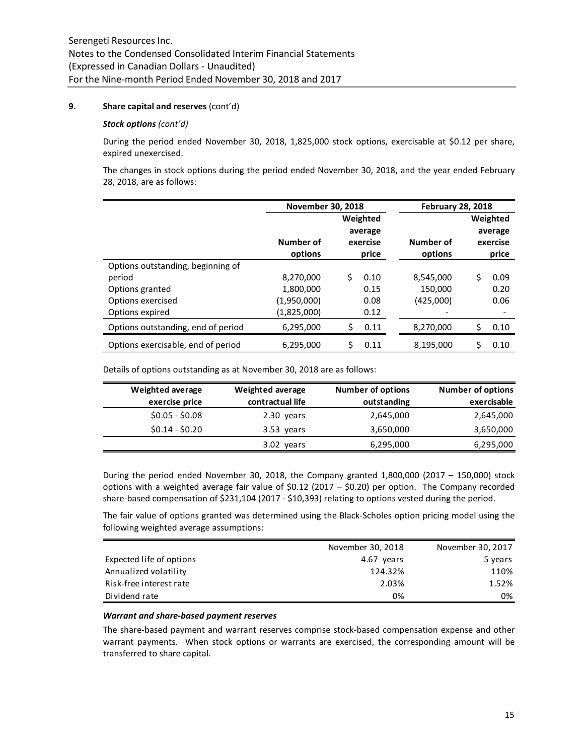## 9. Share capital and reserves (cont'd)

### *Stock options (cont'd)*

During the period ended November 30, 2018, 1,825,000 stock options, exercisable at $0.12 per share, expired unexercised.

The changes in stock options during the period ended November 30, 2018, and the year ended February 28, 2018, are as follows:

| | November 30, 2018 | | February 28, 2018 | |
|---|---|---|---|---|
| | Number of options | Weighted average exercise price | Number of options | Weighted average exercise price |
| Options outstanding, beginning of period | 8,270,000 | $ 0.10 | 8,545,000 | $ 0.09 |
| Options granted | 1,800,000 | 0.15 | 150,000 | 0.20 |
| Options exercised | (1,950,000) | 0.08 | (425,000) | 0.06 |
| Options expired | (1,825,000) | 0.12 | - | - |
| Options outstanding, end of period | 6,295,000 | $ 0.11 | 8,270,000 | $ 0.10 |
| Options exercisable, end of period | 6,295,000 | $ 0.11 | 8,195,000 | $ 0.10 |

Details of options outstanding as at November 30, 2018 are as follows:

| Weighted average exercise price | Weighted average contractual life | Number of options outstanding | Number of options exercisable |
|---|---|---|---|
| $0.05 - $0.08 | 2.30 years | 2,645,000 | 2,645,000 |
| $0.14 - $0.20 | 3.53 years | 3,650,000 | 3,650,000 |
| | 3.02 years | 6,295,000 | 6,295,000 |

During the period ended November 30, 2018, the Company granted 1,800,000 (2017 – 150,000) stock options with a weighted average fair value of $0.12 (2017 – $0.20) per option. The Company recorded share-based compensation of $231,104 (2017 - $10,393) relating to options vested during the period.

The fair value of options granted was determined using the Black-Scholes option pricing model using the following weighted average assumptions:

| | November 30, 2018 | November 30, 2017 |
|---|---|---|
| Expected life of options | 4.67 years | 5 years |
| Annualized volatility | 124.32% | 110% |
| Risk-free interest rate | 2.03% | 1.52% |
| Dividend rate | 0% | 0% |

### *Warrant and share-based payment reserves*

The share-based payment and warrant reserves comprise stock-based compensation expense and other warrant payments. When stock options or warrants are exercised, the corresponding amount will be transferred to share capital.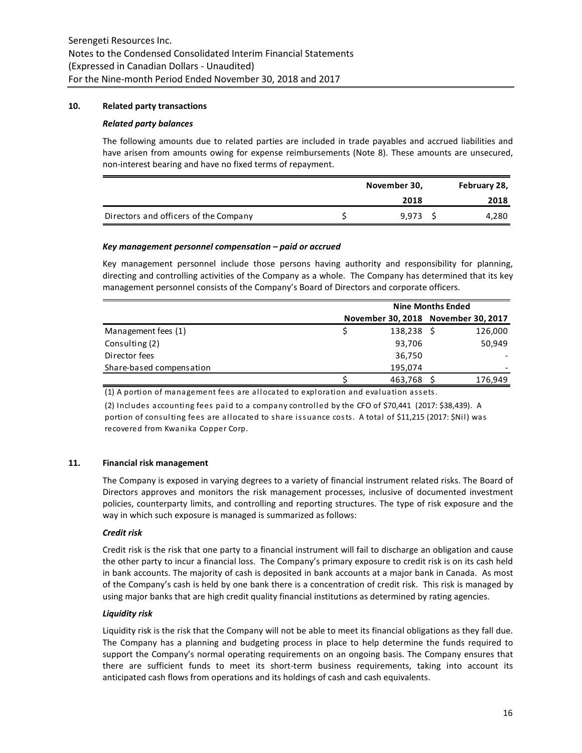## 10. Related party transactions

### *Related party balances*

The following amounts due to related parties are included in trade payables and accrued liabilities and have arisen from amounts owing for expense reimbursements (Note 8). These amounts are unsecured, non-interest bearing and have no fixed terms of repayment.

| | November 30, 2018 | February 28, 2018 |
|---|---|---|
| Directors and officers of the Company | $ 9,973 | $ 4,280 |

### *Key management personnel compensation – paid or accrued*

Key management personnel include those persons having authority and responsibility for planning, directing and controlling activities of the Company as a whole. The Company has determined that its key management personnel consists of the Company's Board of Directors and corporate officers.

| | Nine Months Ended | |
|---|---|---|
| | November 30, 2018 | November 30, 2017 |
| Management fees (1) | $ 138,238 | $ 126,000 |
| Consulting (2) | 93,706 | 50,949 |
| Director fees | 36,750 | - |
| Share-based compensation | 195,074 | - |
| | $ 463,768 | $ 176,949 |

(1) A portion of management fees are allocated to exploration and evaluation assets.

(2) Includes accounting fees paid to a company controlled by the CFO of $70,441 (2017: $38,439). A portion of consulting fees are allocated to share issuance costs. A total of $11,215 (2017: $Nil) was recovered from Kwanika Copper Corp.

## 11. Financial risk management

The Company is exposed in varying degrees to a variety of financial instrument related risks. The Board of Directors approves and monitors the risk management processes, inclusive of documented investment policies, counterparty limits, and controlling and reporting structures. The type of risk exposure and the way in which such exposure is managed is summarized as follows:

### *Credit risk*

Credit risk is the risk that one party to a financial instrument will fail to discharge an obligation and cause the other party to incur a financial loss. The Company's primary exposure to credit risk is on its cash held in bank accounts. The majority of cash is deposited in bank accounts at a major bank in Canada. As most of the Company's cash is held by one bank there is a concentration of credit risk. This risk is managed by using major banks that are high credit quality financial institutions as determined by rating agencies.

### *Liquidity risk*

Liquidity risk is the risk that the Company will not be able to meet its financial obligations as they fall due. The Company has a planning and budgeting process in place to help determine the funds required to support the Company's normal operating requirements on an ongoing basis. The Company ensures that there are sufficient funds to meet its short-term business requirements, taking into account its anticipated cash flows from operations and its holdings of cash and cash equivalents.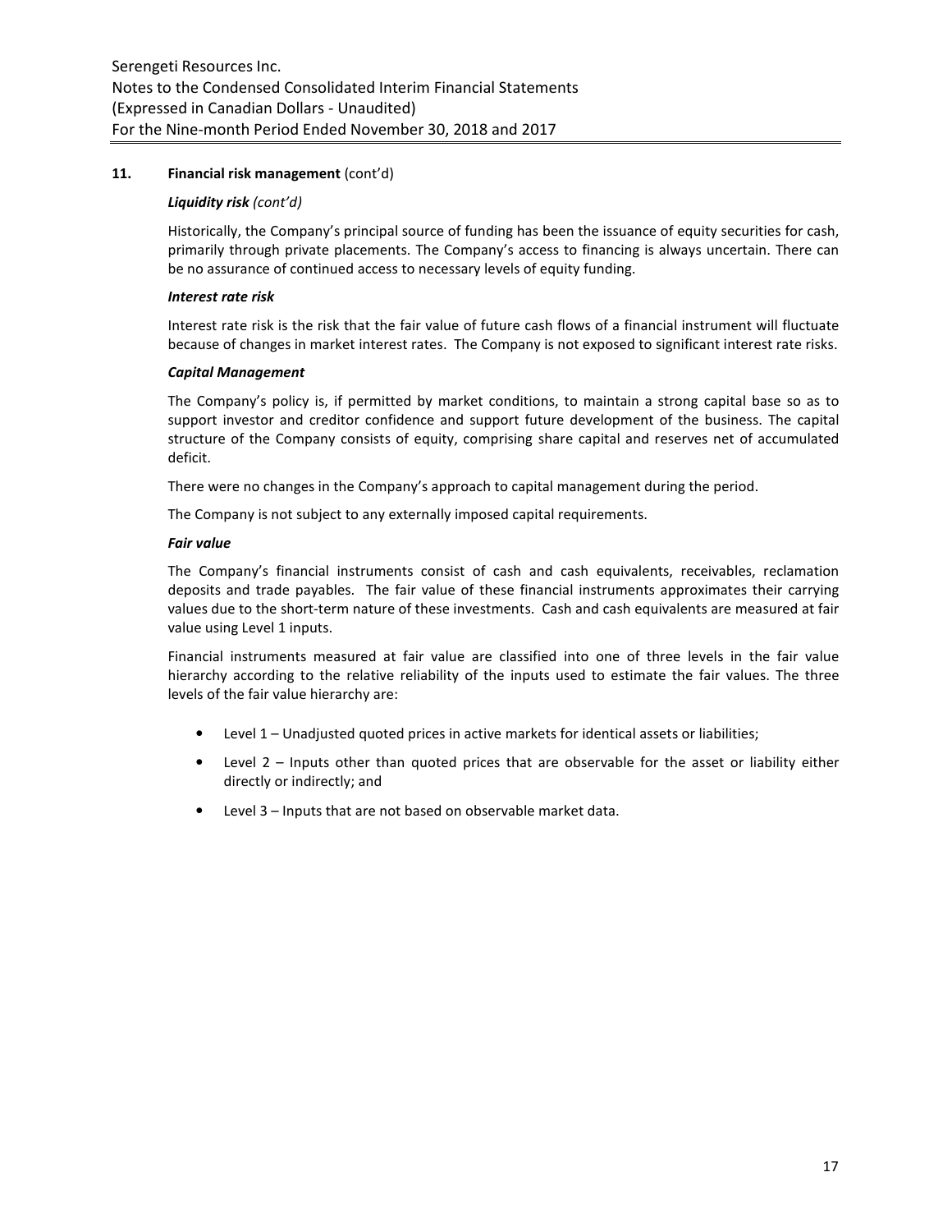## 11. Financial risk management (cont'd)

***Liquidity risk** (cont'd)*

Historically, the Company's principal source of funding has been the issuance of equity securities for cash, primarily through private placements. The Company's access to financing is always uncertain. There can be no assurance of continued access to necessary levels of equity funding.

***Interest rate risk***

Interest rate risk is the risk that the fair value of future cash flows of a financial instrument will fluctuate because of changes in market interest rates. The Company is not exposed to significant interest rate risks.

***Capital Management***

The Company's policy is, if permitted by market conditions, to maintain a strong capital base so as to support investor and creditor confidence and support future development of the business. The capital structure of the Company consists of equity, comprising share capital and reserves net of accumulated deficit.

There were no changes in the Company's approach to capital management during the period.

The Company is not subject to any externally imposed capital requirements.

***Fair value***

The Company's financial instruments consist of cash and cash equivalents, receivables, reclamation deposits and trade payables. The fair value of these financial instruments approximates their carrying values due to the short-term nature of these investments. Cash and cash equivalents are measured at fair value using Level 1 inputs.

Financial instruments measured at fair value are classified into one of three levels in the fair value hierarchy according to the relative reliability of the inputs used to estimate the fair values. The three levels of the fair value hierarchy are:

- Level 1 – Unadjusted quoted prices in active markets for identical assets or liabilities;
- Level 2 – Inputs other than quoted prices that are observable for the asset or liability either directly or indirectly; and
- Level 3 – Inputs that are not based on observable market data.